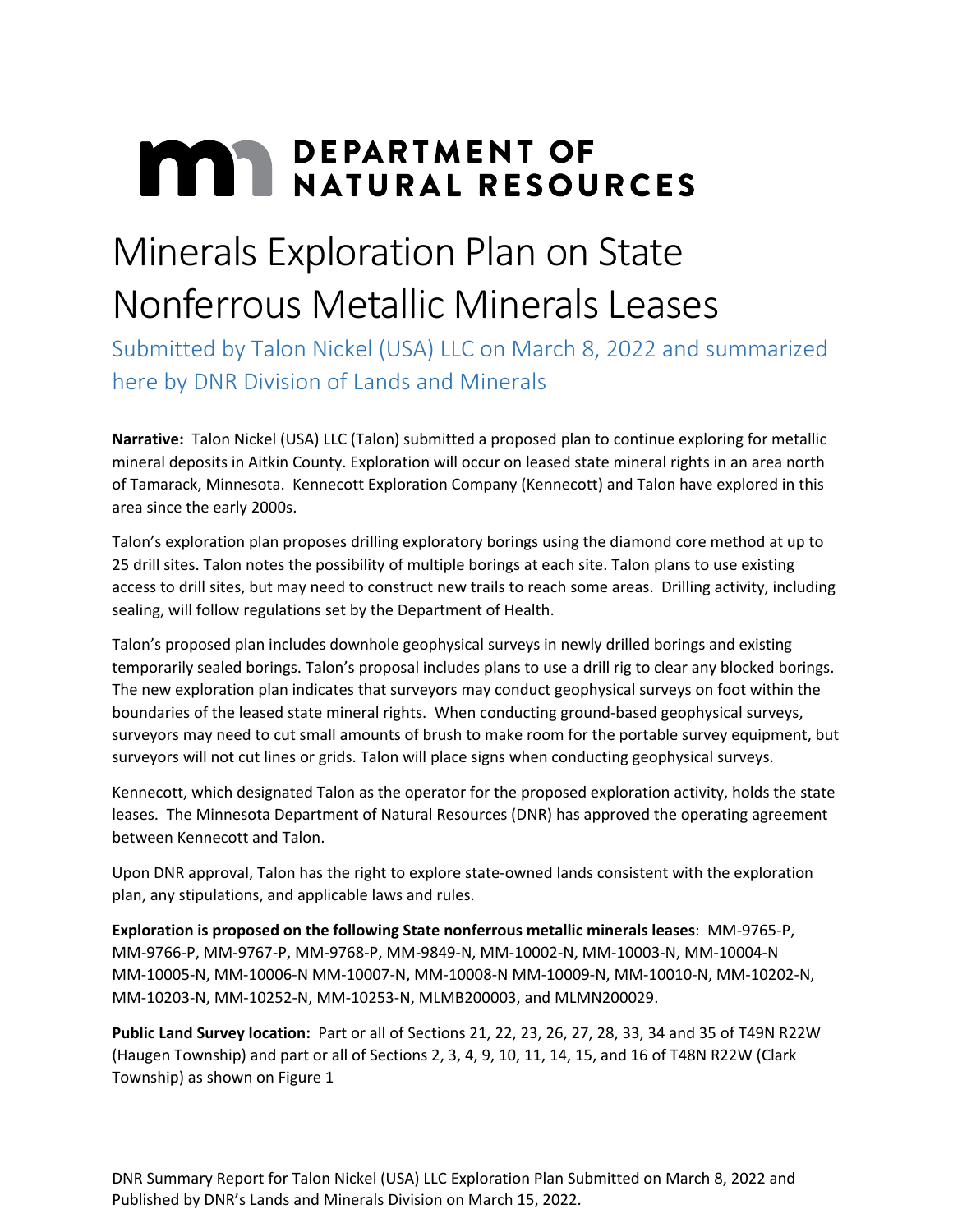# DEPARTMENT OF NATURAL RESOURCES

# Minerals Exploration Plan on State Nonferrous Metallic Minerals Leases

## Submitted by Talon Nickel (USA) LLC on March 8, 2022 and summarized here by DNR Division of Lands and Minerals

**Narrative:** Talon Nickel (USA) LLC (Talon) submitted a proposed plan to continue exploring for metallic mineral deposits in Aitkin County. Exploration will occur on leased state mineral rights in an area north of Tamarack, Minnesota. Kennecott Exploration Company (Kennecott) and Talon have explored in this area since the early 2000s.

Talon's exploration plan proposes drilling exploratory borings using the diamond core method at up to 25 drill sites. Talon notes the possibility of multiple borings at each site. Talon plans to use existing access to drill sites, but may need to construct new trails to reach some areas. Drilling activity, including sealing, will follow regulations set by the Department of Health.

Talon's proposed plan includes downhole geophysical surveys in newly drilled borings and existing temporarily sealed borings. Talon's proposal includes plans to use a drill rig to clear any blocked borings. The new exploration plan indicates that surveyors may conduct geophysical surveys on foot within the boundaries of the leased state mineral rights. When conducting ground-based geophysical surveys, surveyors may need to cut small amounts of brush to make room for the portable survey equipment, but surveyors will not cut lines or grids. Talon will place signs when conducting geophysical surveys.

Kennecott, which designated Talon as the operator for the proposed exploration activity, holds the state leases. The Minnesota Department of Natural Resources (DNR) has approved the operating agreement between Kennecott and Talon.

Upon DNR approval, Talon has the right to explore state-owned lands consistent with the exploration plan, any stipulations, and applicable laws and rules.

**Exploration is proposed on the following State nonferrous metallic minerals leases**: MM-9765-P, MM-9766-P, MM-9767-P, MM-9768-P, MM-9849-N, MM-10002-N, MM-10003-N, MM-10004-N MM-10005-N, MM-10006-N MM-10007-N, MM-10008-N MM-10009-N, MM-10010-N, MM-10202-N, MM-10203-N, MM-10252-N, MM-10253-N, MLMB200003, and MLMN200029.

**Public Land Survey location:** Part or all of Sections 21, 22, 23, 26, 27, 28, 33, 34 and 35 of T49N R22W (Haugen Township) and part or all of Sections 2, 3, 4, 9, 10, 11, 14, 15, and 16 of T48N R22W (Clark Township) as shown on Figure 1

DNR Summary Report for Talon Nickel (USA) LLC Exploration Plan Submitted on March 8, 2022 and Published by DNR's Lands and Minerals Division on March 15, 2022.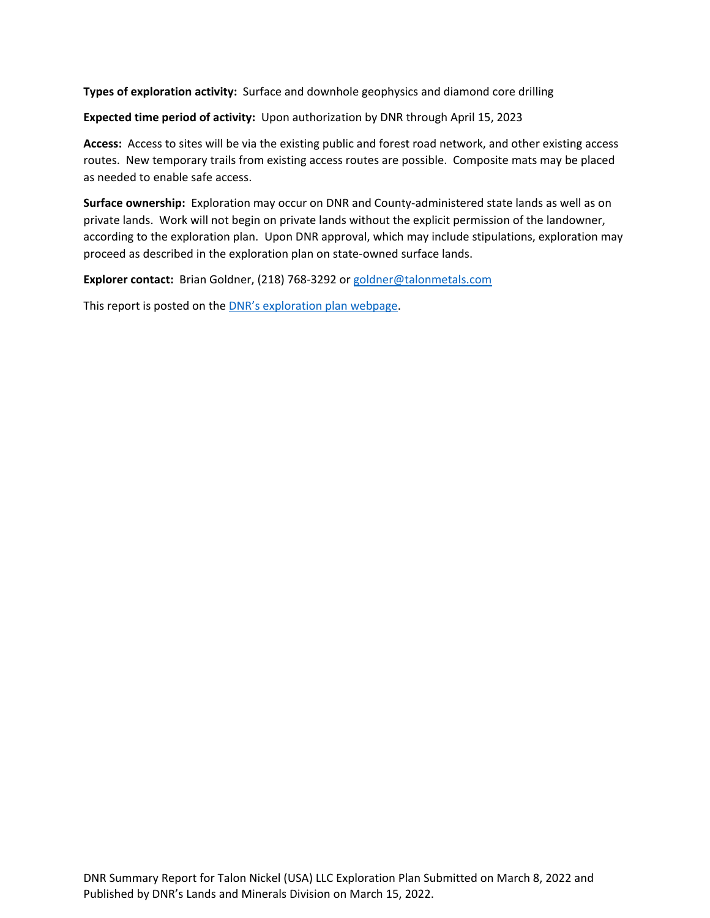**Types of exploration activity:** Surface and downhole geophysics and diamond core drilling

**Expected time period of activity:** Upon authorization by DNR through April 15, 2023

**Access:** Access to sites will be via the existing public and forest road network, and other existing access routes. New temporary trails from existing access routes are possible. Composite mats may be placed as needed to enable safe access.

**Surface ownership:** Exploration may occur on DNR and County-administered state lands as well as on private lands. Work will not begin on private lands without the explicit permission of the landowner, according to the exploration plan. Upon DNR approval, which may include stipulations, exploration may proceed as described in the exploration plan on state-owned surface lands.

**Explorer contact:** Brian Goldner, (218) 768-3292 or goldner@talonmetals.com

This report is posted on the DNR's exploration plan webpage.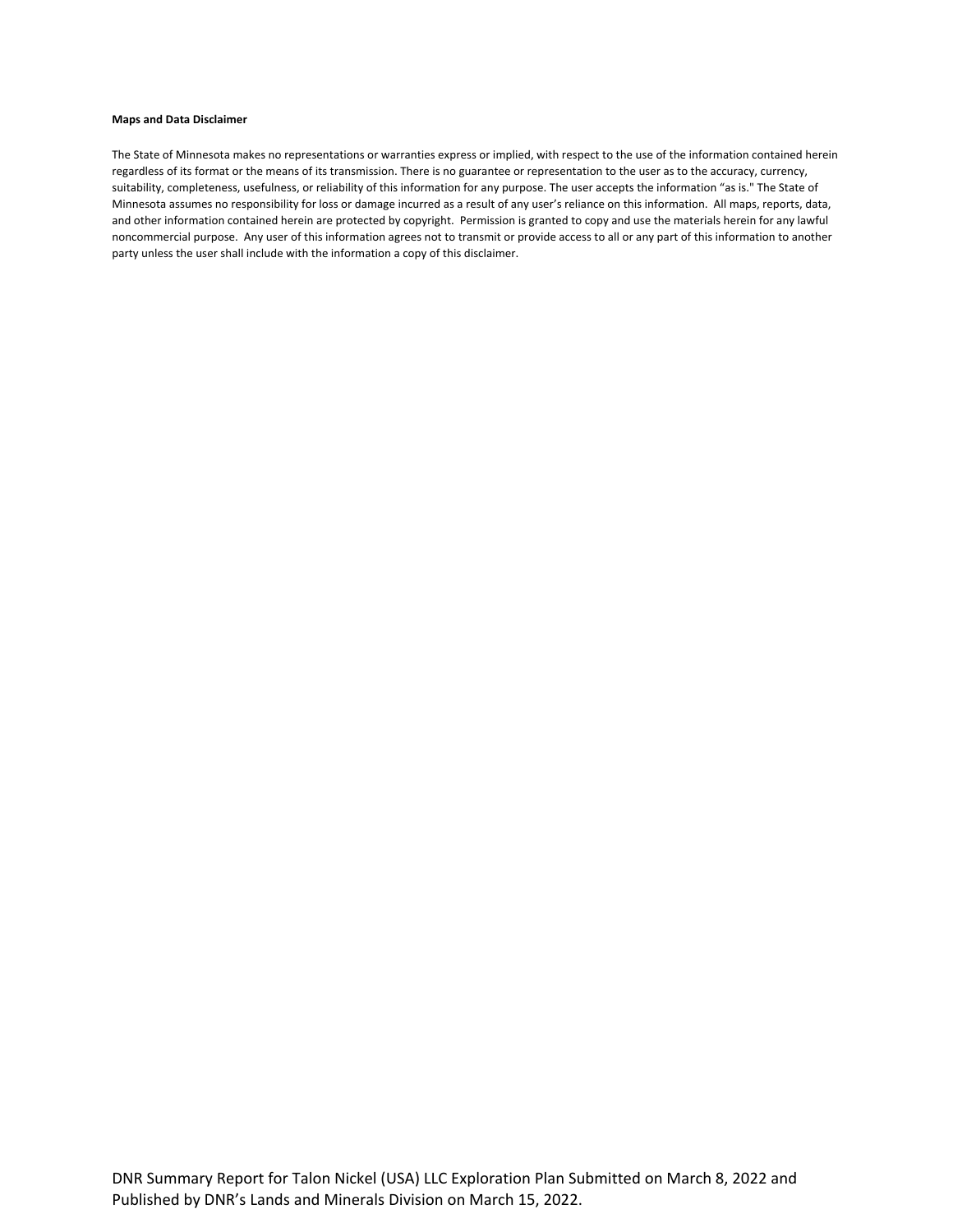**Maps and Data Disclaimer**

The State of Minnesota makes no representations or warranties express or implied, with respect to the use of the information contained herein regardless of its format or the means of its transmission. There is no guarantee or representation to the user as to the accuracy, currency, suitability, completeness, usefulness, or reliability of this information for any purpose. The user accepts the information "as is." The State of Minnesota assumes no responsibility for loss or damage incurred as a result of any user's reliance on this information. All maps, reports, data, and other information contained herein are protected by copyright. Permission is granted to copy and use the materials herein for any lawful noncommercial purpose. Any user of this information agrees not to transmit or provide access to all or any part of this information to another party unless the user shall include with the information a copy of this disclaimer.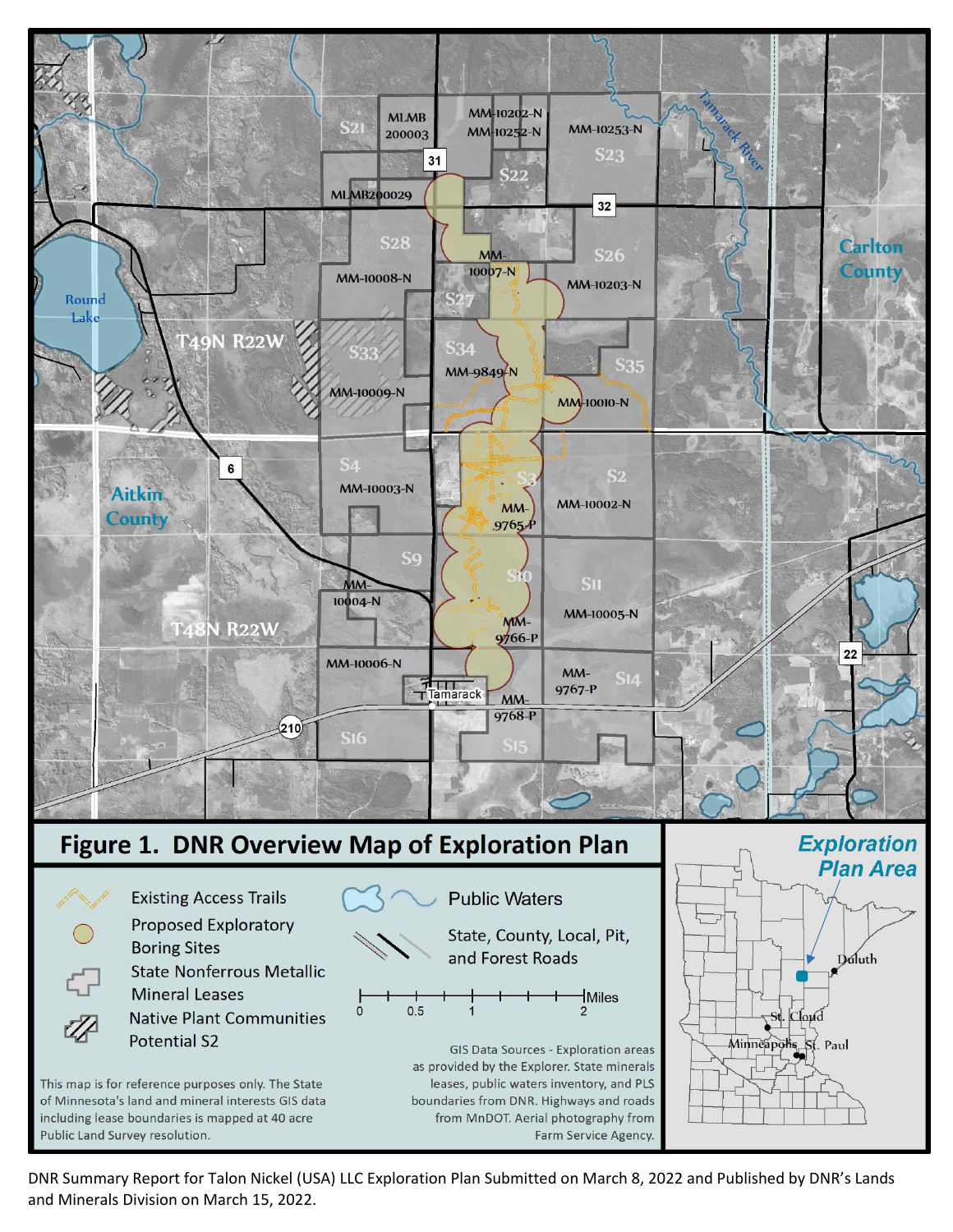# Figure 1. DNR Overview Map of Exploration Plan

Existing Access Trails

Proposed Exploratory Boring Sites

State Nonferrous Metallic Mineral Leases

Native Plant Communities Potential S2

Public Waters

State, County, Local, Pit, and Forest Roads

0 0.5 1 2 Miles

Exploration Plan Area

Duluth

St. Cloud

Minneapolis St. Paul

This map is for reference purposes only. The State of Minnesota's land and mineral interests GIS data including lease boundaries is mapped at 40 acre Public Land Survey resolution.

GIS Data Sources - Exploration areas as provided by the Explorer. State minerals leases, public waters inventory, and PLS boundaries from DNR. Highways and roads from MnDOT. Aerial photography from Farm Service Agency.

S21 MLMB 200003 MM-10202-N MM-10252-N MM-10253-N S23 S22 31 32 MLMB200029 Tamarack River S28 S26 MM-10007-N MM-10008-N MM-10203-N S27 Carlton County Round Lake T49N R22W S33 S34 MM-9849-N S35 MM-10009-N MM-10010-N S4 S3 S2 6 MM-10003-N Aitkin County MM-9765-P MM-10002-N S9 S10 S11 MM-10004-N MM-10005-N T48N R22W MM-9766-P 22 MM-10006-N MM-9767-P S14 Tamarack MM-9768-P 210 S16 S15

DNR Summary Report for Talon Nickel (USA) LLC Exploration Plan Submitted on March 8, 2022 and Published by DNR's Lands and Minerals Division on March 15, 2022.